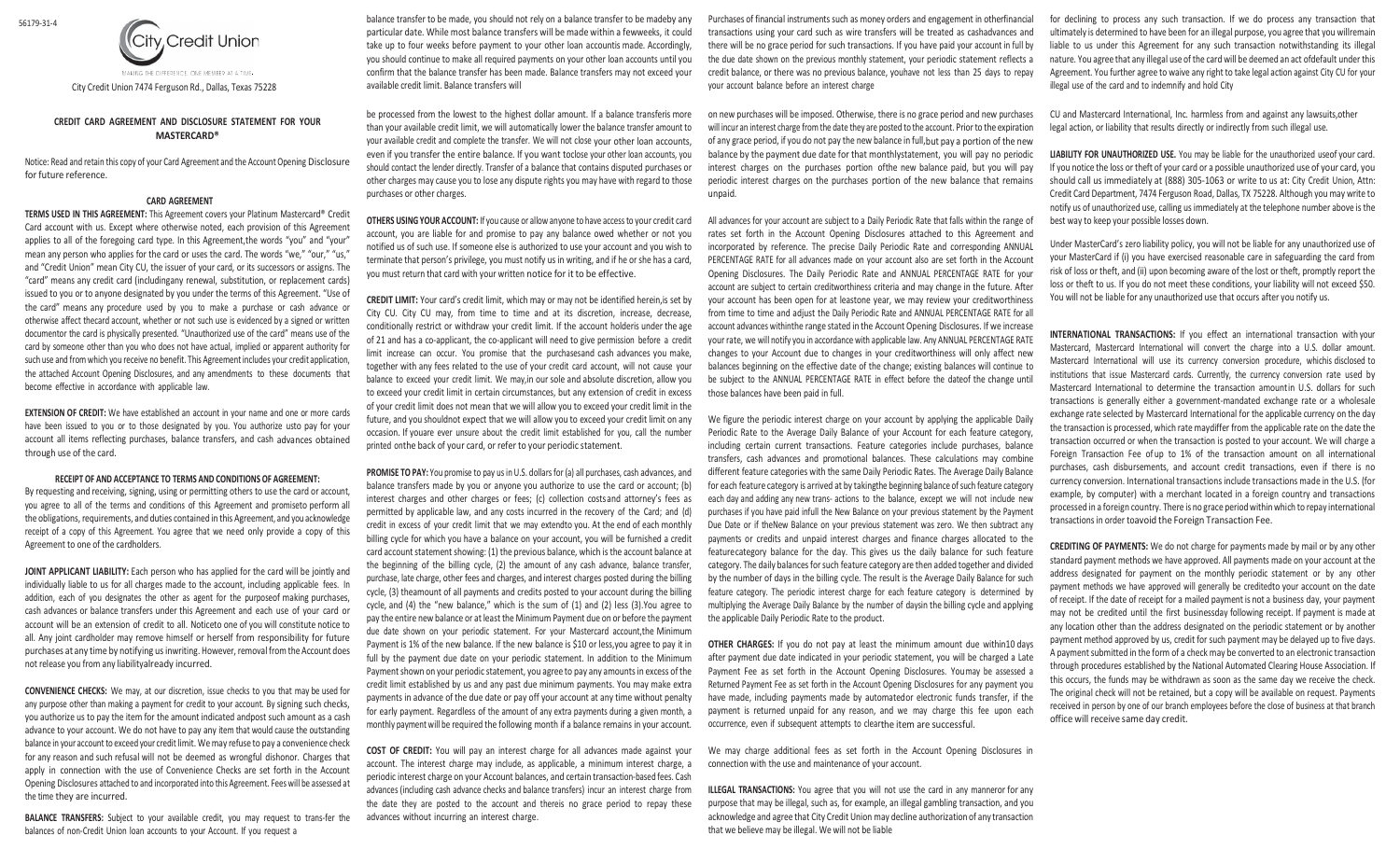56179-31-4

City Credit Union

MAKING THE DIFFERENCE, ONE MEMBER AT A TIME.

City Credit Union 7474 Ferguson Rd., Dallas, Texas 75228

## CREDIT CARD AGREEMENT AND DISCLOSURE STATEMENT FOR YOUR MASTERCARD®

Notice: Read and retain this copy of your Card Agreement and the Account Opening Disclosure for future reference.

### CARD AGREEMENT

**TERMS USED IN THIS AGREEMENT:** This Agreement covers your Platinum Mastercard® Credit Card account with us. Except where otherwise noted, each provision of this Agreement applies to all of the foregoing card type. In this Agreement,the words "you" and "your" mean any person who applies for the card or uses the card. The words "we," "our," "us," and "Credit Union" mean City CU, the issuer of your card, or its successors or assigns. The "card" means any credit card (includingany renewal, substitution, or replacement cards) issued to you or to anyone designated by you under the terms of this Agreement. "Use of the card" means any procedure used by you to make a purchase or cash advance or otherwise affect thecard account, whether or not such use is evidenced by a signed or written documentor the card is physically presented. "Unauthorized use of the card" means use of the card by someone other than you who does not have actual, implied or apparent authority for such use and from which you receive no benefit. This Agreement includes your credit application, the attached Account Opening Disclosures, and any amendments to these documents that become effective in accordance with applicable law.

**EXTENSION OF CREDIT:** We have established an account in your name and one or more cards have been issued to you or to those designated by you. You authorize usto pay for your account all items reflecting purchases, balance transfers, and cash advances obtained through use of the card.

**RECEIPT OF AND ACCEPTANCE TO TERMS AND CONDITIONS OF AGREEMENT:**
By requesting and receiving, signing, using or permitting others to use the card or account, you agree to all of the terms and conditions of this Agreement and promiseto perform all the obligations, requirements, and duties contained in this Agreement, and you acknowledge receipt of a copy of this Agreement. You agree that we need only provide a copy of this Agreement to one of the cardholders.

**JOINT APPLICANT LIABILITY:** Each person who has applied for the card will be jointly and individually liable to us for all charges made to the account, including applicable fees. In addition, each of you designates the other as agent for the purposeof making purchases, cash advances or balance transfers under this Agreement and each use of your card or account will be an extension of credit to all. Noticeto one of you will constitute notice to all. Any joint cardholder may remove himself or herself from responsibility for future purchases at any time by notifying us inwriting. However, removal from the Account does not release you from any liabilityalready incurred.

**CONVENIENCE CHECKS:** We may, at our discretion, issue checks to you that may be used for any purpose other than making a payment for credit to your account. By signing such checks, you authorize us to pay the item for the amount indicated andpost such amount as a cash advance to your account. We do not have to pay any item that would cause the outstanding balance in your account to exceed your credit limit. We may refuse to pay a convenience check for any reason and such refusal will not be deemed as wrongful dishonor. Charges that apply in connection with the use of Convenience Checks are set forth in the Account Opening Disclosures attached to and incorporated into this Agreement. Fees will be assessed at the time they are incurred.

**BALANCE TRANSFERS:** Subject to your available credit, you may request to trans-fer the balances of non-Credit Union loan accounts to your Account. If you request a balance transfer to be made, you should not rely on a balance transfer to be madeby any particular date. While most balance transfers will be made within a fewweeks, it could take up to four weeks before payment to your other loan accountis made. Accordingly, you should continue to make all required payments on your other loan accounts until you confirm that the balance transfer has been made. Balance transfers may not exceed your available credit limit. Balance transfers will

be processed from the lowest to the highest dollar amount. If a balance transferis more than your available credit limit, we will automatically lower the balance transfer amount to your available credit and complete the transfer. We will not close your other loan accounts, even if you transfer the entire balance. If you want toclose your other loan accounts, you should contact the lender directly. Transfer of a balance that contains disputed purchases or other charges may cause you to lose any dispute rights you may have with regard to those purchases or other charges.

**OTHERS USING YOUR ACCOUNT:** If you cause or allow anyone to have access to your credit card account, you are liable for and promise to pay any balance owed whether or not you notified us of such use. If someone else is authorized to use your account and you wish to terminate that person's privilege, you must notify us in writing, and if he or she has a card, you must return that card with your written notice for it to be effective.

**CREDIT LIMIT:** Your card's credit limit, which may or may not be identified herein,is set by City CU. City CU may, from time to time and at its discretion, increase, decrease, conditionally restrict or withdraw your credit limit. If the account holderis under the age of 21 and has a co-applicant, the co-applicant will need to give permission before a credit limit increase can occur. You promise that the purchasesand cash advances you make, together with any fees related to the use of your credit card account, will not cause your balance to exceed your credit limit. We may,in our sole and absolute discretion, allow you to exceed your credit limit in certain circumstances, but any extension of credit in excess of your credit limit does not mean that we will allow you to exceed your credit limit in the future, and you shouldnot expect that we will allow you to exceed your credit limit on any occasion. If youare ever unsure about the credit limit established for you, call the number printed onthe back of your card, or refer to your periodic statement.

**PROMISE TO PAY:** You promise to pay us in U.S. dollars for (a) all purchases, cash advances, and balance transfers made by you or anyone you authorize to use the card or account; (b) interest charges and other charges or fees; (c) collection costsand attorney's fees as permitted by applicable law, and any costs incurred in the recovery of the Card; and (d) credit in excess of your credit limit that we may extendto you. At the end of each monthly billing cycle for which you have a balance on your account, you will be furnished a credit card account statement showing: (1) the previous balance, which is the account balance at the beginning of the billing cycle, (2) the amount of any cash advance, balance transfer, purchase, late charge, other fees and charges, and interest charges posted during the billing cycle, (3) theamount of all payments and credits posted to your account during the billing cycle, and (4) the "new balance," which is the sum of (1) and (2) less (3).You agree to pay the entire new balance or at least the Minimum Payment due on or before the payment due date shown on your periodic statement. For your Mastercard account,the Minimum Payment is 1% of the new balance. If the new balance is $10 or less,you agree to pay it in full by the payment due date on your periodic statement. In addition to the Minimum Payment shown on your periodic statement, you agree to pay any amounts in excess of the credit limit established by us and any past due minimum payments. You may make extra payments in advance of the due date or pay off your account at any time without penalty for early payment. Regardless of the amount of any extra payments during a given month, a monthly payment will be required the following month if a balance remains in your account.

**COST OF CREDIT:** You will pay an interest charge for all advances made against your account. The interest charge may include, as applicable, a minimum interest charge, a periodic interest charge on your Account balances, and certain transaction-based fees. Cash advances (including cash advance checks and balance transfers) incur an interest charge from the date they are posted to the account and thereis no grace period to repay these advances without incurring an interest charge. Purchases of financial instruments such as money orders and engagement in otherfinancial transactions using your card such as wire transfers will be treated as cashadvances and there will be no grace period for such transactions. If you have paid your account in full by the due date shown on the previous monthly statement, your periodic statement reflects a credit balance, or there was no previous balance, youhave not less than 25 days to repay your account balance before an interest charge

on new purchases will be imposed. Otherwise, there is no grace period and new purchases will incur an interest charge from the date they are posted to the account. Prior to the expiration of any grace period, if you do not pay the new balance in full,but pay a portion of the new balance by the payment due date for that monthlystatement, you will pay no periodic interest charges on the purchases portion ofthe new balance paid, but you will pay periodic interest charges on the purchases portion of the new balance that remains unpaid.

All advances for your account are subject to a Daily Periodic Rate that falls within the range of rates set forth in the Account Opening Disclosures attached to this Agreement and incorporated by reference. The precise Daily Periodic Rate and corresponding ANNUAL PERCENTAGE RATE for all advances made on your account also are set forth in the Account Opening Disclosures. The Daily Periodic Rate and ANNUAL PERCENTAGE RATE for your account are subject to certain creditworthiness criteria and may change in the future. After your account has been open for at leastone year, we may review your creditworthiness from time to time and adjust the Daily Periodic Rate and ANNUAL PERCENTAGE RATE for all account advances withinthe range stated in the Account Opening Disclosures. If we increase your rate, we will notify you in accordance with applicable law. Any ANNUAL PERCENTAGE RATE changes to your Account due to changes in your creditworthiness will only affect new balances beginning on the effective date of the change; existing balances will continue to be subject to the ANNUAL PERCENTAGE RATE in effect before the dateof the change until those balances have been paid in full.

We figure the periodic interest charge on your account by applying the applicable Daily Periodic Rate to the Average Daily Balance of your Account for each feature category, including certain current transactions. Feature categories include purchases, balance transfers, cash advances and promotional balances. These calculations may combine different feature categories with the same Daily Periodic Rates. The Average Daily Balance for each feature category is arrived at by takingthe beginning balance of such feature category each day and adding any new trans- actions to the balance, except we will not include new purchases if you have paid infull the New Balance on your previous statement by the Payment Due Date or if theNew Balance on your previous statement was zero. We then subtract any payments or credits and unpaid interest charges and finance charges allocated to the featurecategory balance for the day. This gives us the daily balance for such feature category. The daily balances for such feature category are then added together and divided by the number of days in the billing cycle. The result is the Average Daily Balance for such feature category. The periodic interest charge for each feature category is determined by multiplying the Average Daily Balance by the number of daysin the billing cycle and applying the applicable Daily Periodic Rate to the product.

**OTHER CHARGES:** If you do not pay at least the minimum amount due within10 days after payment due date indicated in your periodic statement, you will be charged a Late Payment Fee as set forth in the Account Opening Disclosures. Youmay be assessed a Returned Payment Fee as set forth in the Account Opening Disclosures for any payment you have made, including payments made by automatedor electronic funds transfer, if the payment is returned unpaid for any reason, and we may charge this fee upon each occurrence, even if subsequent attempts to clearthe item are successful.

We may charge additional fees as set forth in the Account Opening Disclosures in connection with the use and maintenance of your account.

**ILLEGAL TRANSACTIONS:** You agree that you will not use the card in any manneror for any purpose that may be illegal, such as, for example, an illegal gambling transaction, and you acknowledge and agree that City Credit Union may decline authorization of any transaction that we believe may be illegal. We will not be liable for declining to process any such transaction. If we do process any transaction that ultimately is determined to have been for an illegal purpose, you agree that you willremain liable to us under this Agreement for any such transaction notwithstanding its illegal nature. You agree that any illegal use of the card will be deemed an act ofdefault under this Agreement. You further agree to waive any right to take legal action against City CU for your illegal use of the card and to indemnify and hold City

CU and Mastercard International, Inc. harmless from and against any lawsuits,other legal action, or liability that results directly or indirectly from such illegal use.

**LIABILITY FOR UNAUTHORIZED USE.** You may be liable for the unauthorized useof your card. If you notice the loss or theft of your card or a possible unauthorized use of your card, you should call us immediately at (888) 305-1063 or write to us at: City Credit Union, Attn: Credit Card Department, 7474 Ferguson Road, Dallas, TX 75228. Although you may write to notify us of unauthorized use, calling us immediately at the telephone number above is the best way to keep your possible losses down.

Under MasterCard's zero liability policy, you will not be liable for any unauthorized use of your MasterCard if (i) you have exercised reasonable care in safeguarding the card from risk of loss or theft, and (ii) upon becoming aware of the lost or theft, promptly report the loss or theft to us. If you do not meet these conditions, your liability will not exceed $50. You will not be liable for any unauthorized use that occurs after you notify us.

**INTERNATIONAL TRANSACTIONS:** If you effect an international transaction with your Mastercard, Mastercard International will convert the charge into a U.S. dollar amount. Mastercard International will use its currency conversion procedure, whichis disclosed to institutions that issue Mastercard cards. Currently, the currency conversion rate used by Mastercard International to determine the transaction amountin U.S. dollars for such transactions is generally either a government-mandated exchange rate or a wholesale exchange rate selected by Mastercard International for the applicable currency on the day the transaction is processed, which rate maydiffer from the applicable rate on the date the transaction occurred or when the transaction is posted to your account. We will charge a Foreign Transaction Fee ofup to 1% of the transaction amount on all international purchases, cash disbursements, and account credit transactions, even if there is no currency conversion. International transactions include transactions made in the U.S. (for example, by computer) with a merchant located in a foreign country and transactions processed in a foreign country. There is no grace period within which to repay international transactions in order toavoid the Foreign Transaction Fee.

**CREDITING OF PAYMENTS:** We do not charge for payments made by mail or by any other standard payment methods we have approved. All payments made on your account at the address designated for payment on the monthly periodic statement or by any other payment methods we have approved will generally be creditedto your account on the date of receipt. If the date of receipt for a mailed payment is not a business day, your payment may not be credited until the first businessday following receipt. If payment is made at any location other than the address designated on the periodic statement or by another payment method approved by us, credit for such payment may be delayed up to five days. A payment submitted in the form of a check may be converted to an electronic transaction through procedures established by the National Automated Clearing House Association. If this occurs, the funds may be withdrawn as soon as the same day we receive the check. The original check will not be retained, but a copy will be available on request. Payments received in person by one of our branch employees before the close of business at that branch office will receive same day credit.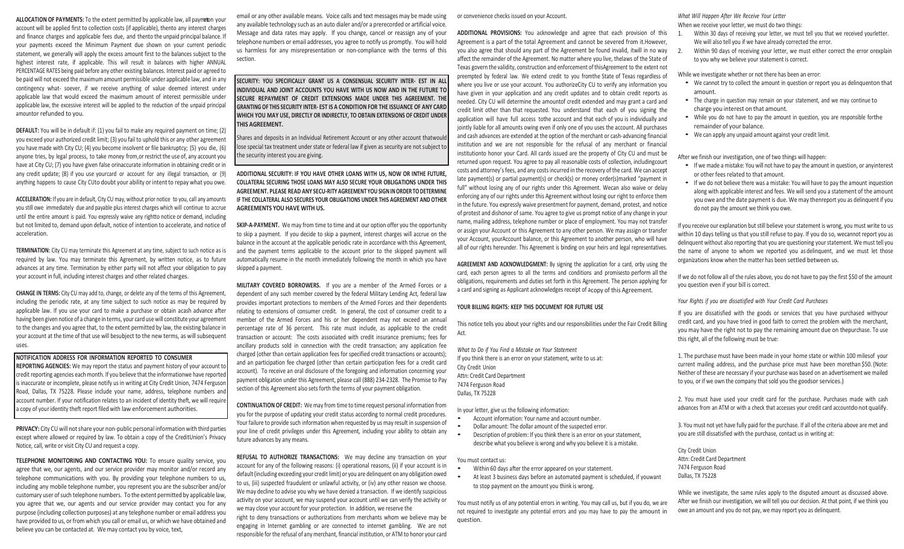**ALLOCATION OF PAYMENTS:** To the extent permitted by applicable law, all payment on your account will be applied first to collection costs (if applicable), then to any interest charges and finance charges and applicable fees due, and then to the unpaid principal balance. If your payments exceed the Minimum Payment due shown on your current periodic statement, we generally will apply the excess amount first to the balances subject to the highest interest rate, if applicable. This will result in balances with higher ANNUAL PERCENTAGE RATES being paid before any other existing balances. Interest paid or agreed to be paid will not exceed the maximum amount permissible under applicable law, and in any contingency what- soever, if we receive anything of value deemed interest under applicable law that would exceed the maximum amount of interest permissible under applicable law, the excessive interest will be applied to the reduction of the unpaid principal amountor refunded to you.

**DEFAULT:** You will be in default if: (1) you fail to make any required payment on time; (2) you exceed your authorized credit limit; (3) you fail to uphold this or any other agreement you have made with City CU; (4) you become insolvent or file bankruptcy; (5) you die, (6) anyone tries, by legal process, to take money from,or restrict the use of, any account you have at City CU; (7) you have given false orinaccurate information in obtaining credit or in any credit update; (8) if you use yourcard or account for any illegal transaction, or (9) anything happens to cause City CUto doubt your ability or intent to repay what you owe.

**ACCELERATION:** If you are in default, City CU may, without prior notice to you, call any amounts you still owe immediately due and payable plus interest charges which will continue to accrue until the entire amount is paid. You expressly waive any rightto notice or demand, including but not limited to, demand upon default, notice of intention to accelerate, and notice of acceleration.

**TERMINATION:** City CU may terminate this Agreement at any time, subject to such notice as is required by law. You may terminate this Agreement, by written notice, as to future advances at any time. Termination by either party will not affect your obligation to pay your account in full, including interest charges and other related charges.

**CHANGE IN TERMS:** City CU may add to, change, or delete any of the terms of this Agreement, including the periodic rate, at any time subject to such notice as may be required by applicable law. If you use your card to make a purchase or obtain acash advance after having been given notice of a change in terms, your card use will constitute your agreement to the changes and you agree that, to the extent permitted by law, the existing balance in your account at the time of that use will besubject to the new terms, as will subsequent uses.

**NOTIFICATION ADDRESS FOR INFORMATION REPORTED TO CONSUMER REPORTING AGENCIES:** We may report the status and payment history of your account to credit reporting agencies each month. If you believe that the informationwe have reported is inaccurate or incomplete, please notify us in writing at City Credit Union, 7474 Ferguson Road, Dallas, TX 75228. Please include your name, address, telephone numbers and account number. If your notification relates to an incident of identity theft, we will require a copy of your identity theft report filed with law enforcement authorities.

**PRIVACY:** City CU will not share your non-public personal information with third parties except where allowed or required by law. To obtain a copy of the CreditUnion's Privacy Notice, call, write or visit City CU and request a copy.

**TELEPHONE MONITORING AND CONTACTING YOU:** To ensure quality service, you agree that we, our agents, and our service provider may monitor and/or record any telephone communications with you. By providing your telephone numbers to us, including any mobile telephone number, you represent you are the subscriber and/or customary user of such telephone numbers. To the extent permitted by applicable law, you agree that we, our agents and our service provider may contact you for any purpose (including collection purposes) at any telephone number or email address you have provided to us, or from which you call or email us, or which we have obtained and believe you can be contacted at. We may contact you by voice, text, email or any other available means. Voice calls and text messages may be made using any available technology such as an auto dialer and/or a prerecorded or artificial voice. Message and data rates may apply. If you change, cancel or reassign any of your telephone numbers or email addresses, you agree to notify us promptly. You will hold us harmless for any misrepresentation or non-compliance with the terms of this section.

**SECURITY: YOU SPECIFICALLY GRANT US A CONSENSUAL SECURITY INTER- EST IN ALL INDIVIDUAL AND JOINT ACCOUNTS YOU HAVE WITH US NOW AND IN THE FUTURE TO SECURE REPAYMENT OF CREDIT EXTENSIONS MADE UNDER THIS AGREEMENT. THE GRANTING OF THIS SECURITY INTER- EST IS A CONDITION FOR THE ISSUANCE OF ANY CARD WHICH YOU MAY USE, DIRECTLY OR INDIRECTLY, TO OBTAIN EXTENSIONS OF CREDIT UNDER THIS AGREEMENT.**

Shares and deposits in an Individual Retirement Account or any other account thatwould lose special tax treatment under state or federal law if given as security are not subject to the security interest you are giving.

**ADDITIONAL SECURITY: IF YOU HAVE OTHER LOANS WITH US, NOW OR INTHE FUTURE, COLLATERAL SECURING THOSE LOANS MAY ALSO SECURE YOUR OBLIGATIONS UNDER THIS AGREEMENT. PLEASE READ ANY SECU-RITY AGREEMENT YOU SIGN IN ORDER TO DETERMINE IF THE COLLATERAL ALSO SECURES YOUR OBLIGATIONS UNDER THIS AGREEMENT AND OTHER AGREEMENTS YOU HAVE WITH US.**

**SKIP-A-PAYMENT.** We may from time to time and at our option offer you the opportunity to skip a payment. If you decide to skip a payment, interest charges will accrue on the balance in the account at the applicable periodic rate in accordance with this Agreement, and the payment terms applicable to the account prior to the skipped payment will automatically resume in the month immediately following the month in which you have skipped a payment.

**MILITARY COVERED BORROWERS.** If you are a member of the Armed Forces or a dependent of any such member covered by the federal Military Lending Act, federal law provides important protections to members of the Armed Forces and their dependents relating to extensions of consumer credit. In general, the cost of consumer credit to a member of the Armed Forces and his or her dependent may not exceed an annual percentage rate of 36 percent. This rate must include, as applicable to the credit transaction or account: The costs associated with credit insurance premiums; fees for ancillary products sold in connection with the credit transaction; any application fee charged (other than certain application fees for specified credit transactions or accounts); and an participation fee charged (other than certain participation fees for a credit card account). To receive an oral disclosure of the foregoing and information concerning your payment obligation under this Agreement, please call (888) 234-2328. The Promise to Pay section of this Agreement also sets forth the terms of your payment obligation.

**CONTINUATION OF CREDIT:** We may from time to time request personal information from you for the purpose of updating your credit status according to normal credit procedures. Your failure to provide such information when requested by us may result in suspension of your line of credit privileges under this Agreement, including your ability to obtain any future advances by any means.

**REFUSAL TO AUTHORIZE TRANSACTIONS:** We may decline any transaction on your account for any of the following reasons: (i) operational reasons, (ii) if your account is in default (including exceeding your credit limit) or you are delinquent on any obligation owed to us, (iii) suspected fraudulent or unlawful activity, or (iv) any other reason we choose. We may decline to advise you why we have denied a transaction. If we identify suspicious activity on your account, we may suspend your account until we can verify the activity or we may close your account for your protection. In addition, we reserve the right to deny transactions or authorizations from merchants whom we believe may be engaging in Internet gambling or are connected to internet gambling. We are not responsible for the refusal of any merchant, financial institution, or ATM to honor your card or convenience checks issued on your Account.

**ADDITIONAL PROVISIONS:** You acknowledge and agree that each provision of this Agreement is a part of the total Agreement and cannot be severed from it.However, you also agree that should any part of the Agreement be found invalid, itwill in no way affect the remainder of the Agreement. No matter where you live, thelaws of the State of Texas govern the validity, construction and enforcement of thisAgreement to the extent not preempted by federal law. We extend credit to you fromthe State of Texas regardless of where you live or use your account. You authorizeCity CU to verify any information you have given in your application and any credit updates and to obtain credit reports as needed. City CU will determine the amountof credit extended and may grant a card and credit limit other than that requested. You understand that each of you signing the application will have full access tothe account and that each of you is individually and jointly liable for all amounts owing even if only one of you uses the account. All purchases and cash advances are extended at the option of the merchant or cash-advancing financial institution and we are not responsible for the refusal of any merchant or financial institutionto honor your Card. All cards issued are the property of City CU and must be returned upon request. You agree to pay all reasonable costs of collection, includingcourt costs and attorney's fees, and any costs incurred in the recovery of the card. We can accept late payment(s) or partial payment(s) or check(s) or money order(s)marked "payment in full" without losing any of our rights under this Agreement. Wecan also waive or delay enforcing any of our rights under this Agreement without losing our right to enforce them in the future. You expressly waive presentment for payment, demand, protest, and notice of protest and dishonor of same. You agree to give us prompt notice of any change in your name, mailing address, telephone number or place of employment. You may not transfer or assign your Account or this Agreement to any other person. We may assign or transfer your Account, yourAccount balance, or this Agreement to another person, who will have all of our rights hereunder. This Agreement is binding on your heirs and legal representatives.

**AGREEMENT AND ACKNOWLEDGMENT:** By signing the application for a card, orby using the card, each person agrees to all the terms and conditions and promisesto perform all the obligations, requirements and duties set forth in this Agreement. The person applying for a card and signing as Applicant acknowledges receipt of acopy of this Agreement.

**YOUR BILLING RIGHTS: KEEP THIS DOCUMENT FOR FUTURE USE**

This notice tells you about your rights and our responsibilities under the Fair Credit Billing Act.

*What to Do if You Find a Mistake on Your Statement*

If you think there is an error on your statement, write to us at:
City Credit Union
Attn: Credit Card Department
7474 Ferguson Road
Dallas, TX 75228

In your letter, give us the following information:

- Account information: Your name and account number.
- Dollar amount: The dollar amount of the suspected error.
- Description of problem: If you think there is an error on your statement, describe what you believe is wrong and why you believe it is a mistake.

You must contact us:

- Within 60 days after the error appeared on your statement.
- At least 3 business days before an automated payment is scheduled, if youwant to stop payment on the amount you think is wrong.

You must notify us of any potential errors in writing. You may call us, but if you do, we are not required to investigate any potential errors and you may have to pay the amount in question.

*What Will Happen After We Receive Your Letter*

When we receive your letter, we must do two things:

1. Within 30 days of receiving your letter, we must tell you that we received yourletter. We will also tell you if we have already corrected the error.
2. Within 90 days of receiving your letter, we must either correct the error orexplain to you why we believe your statement is correct.

While we investigate whether or not there has been an error:

- We cannot try to collect the amount in question or report you as delinquenton that amount.
- The charge in question may remain on your statement, and we may continue to charge you interest on that amount.
- While you do not have to pay the amount in question, you are responsible forthe remainder of your balance.
- We can apply any unpaid amount against your credit limit.

After we finish our investigation, one of two things will happen:

- If we made a mistake: You will not have to pay the amount in question, or anyinterest or other fees related to that amount.
- If we do not believe there was a mistake: You will have to pay the amount inquestion along with applicable interest and fees. We will send you a statement of the amount you owe and the date payment is due. We may thenreport you as delinquent if you do not pay the amount we think you owe.

If you receive our explanation but still believe your statement is wrong, you must write to us within 10 days telling us that you still refuse to pay. If you do so, wecannot report you as delinquent without also reporting that you are questioning your statement. We must tell you the name of anyone to whom we reported you asdelinquent, and we must let those organizations know when the matter has been settled between us.

If we do not follow all of the rules above, you do not have to pay the first $50 of the amount you question even if your bill is correct.

*Your Rights if you are dissatisfied with Your Credit Card Purchases*

If you are dissatisfied with the goods or services that you have purchased withyour credit card, and you have tried in good faith to correct the problem with the merchant, you may have the right not to pay the remaining amount due on thepurchase. To use this right, all of the following must be true:

1. The purchase must have been made in your home state or within 100 milesof your current mailing address, and the purchase price must have been morethan $50. (Note: Neither of these are necessary if your purchase was based on an advertisement we mailed to you, or if we own the company that sold you the goodsor services.)

2. You must have used your credit card for the purchase. Purchases made with cash advances from an ATM or with a check that accesses your credit card accountdo not qualify.

3. You must not yet have fully paid for the purchase. If all of the criteria above are met and you are still dissatisfied with the purchase, contact us in writing at:

City Credit Union
Attn: Credit Card Department
7474 Ferguson Road
Dallas, TX 75228

While we investigate, the same rules apply to the disputed amount as discussed above. After we finish our investigation, we will tell you our decision. At that point, if we think you owe an amount and you do not pay, we may report you as delinquent.